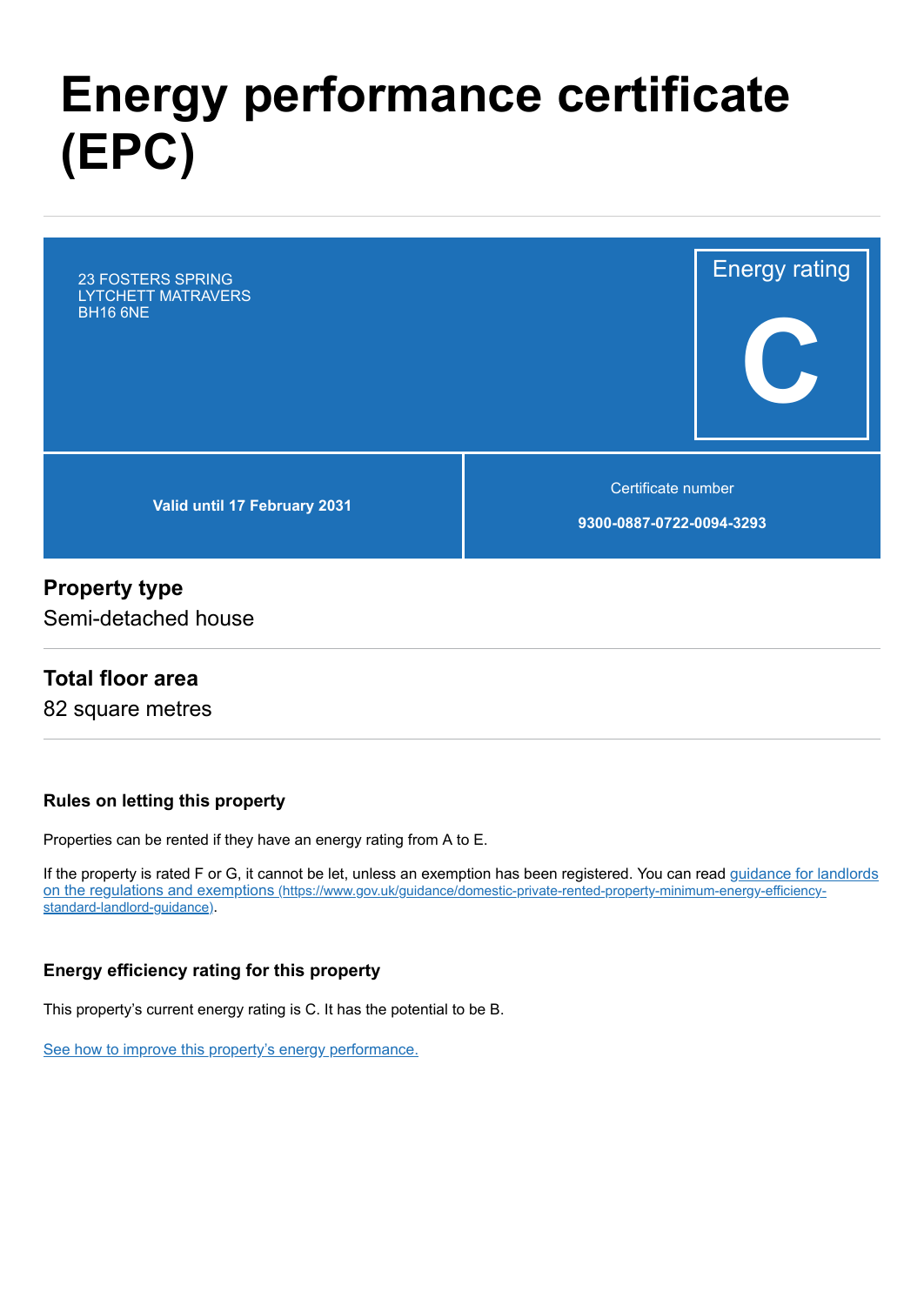# Energy performance certificate (EPC)

23 FOSTERS SPRING
LYTCHETT MATRAVERS
BH16 6NE

Energy rating

**C**

**Valid until 17 February 2031**

Certificate number

**9300-0887-0722-0094-3293**

## Property type

Semi-detached house

## Total floor area

82 square metres

### Rules on letting this property

Properties can be rented if they have an energy rating from A to E.

If the property is rated F or G, it cannot be let, unless an exemption has been registered. You can read [guidance for landlords on the regulations and exemptions](https://www.gov.uk/guidance/domestic-private-rented-property-minimum-energy-efficiency-standard-landlord-guidance) (https://www.gov.uk/guidance/domestic-private-rented-property-minimum-energy-efficiency-standard-landlord-guidance).

### Energy efficiency rating for this property

This property's current energy rating is C. It has the potential to be B.

See how to improve this property's energy performance.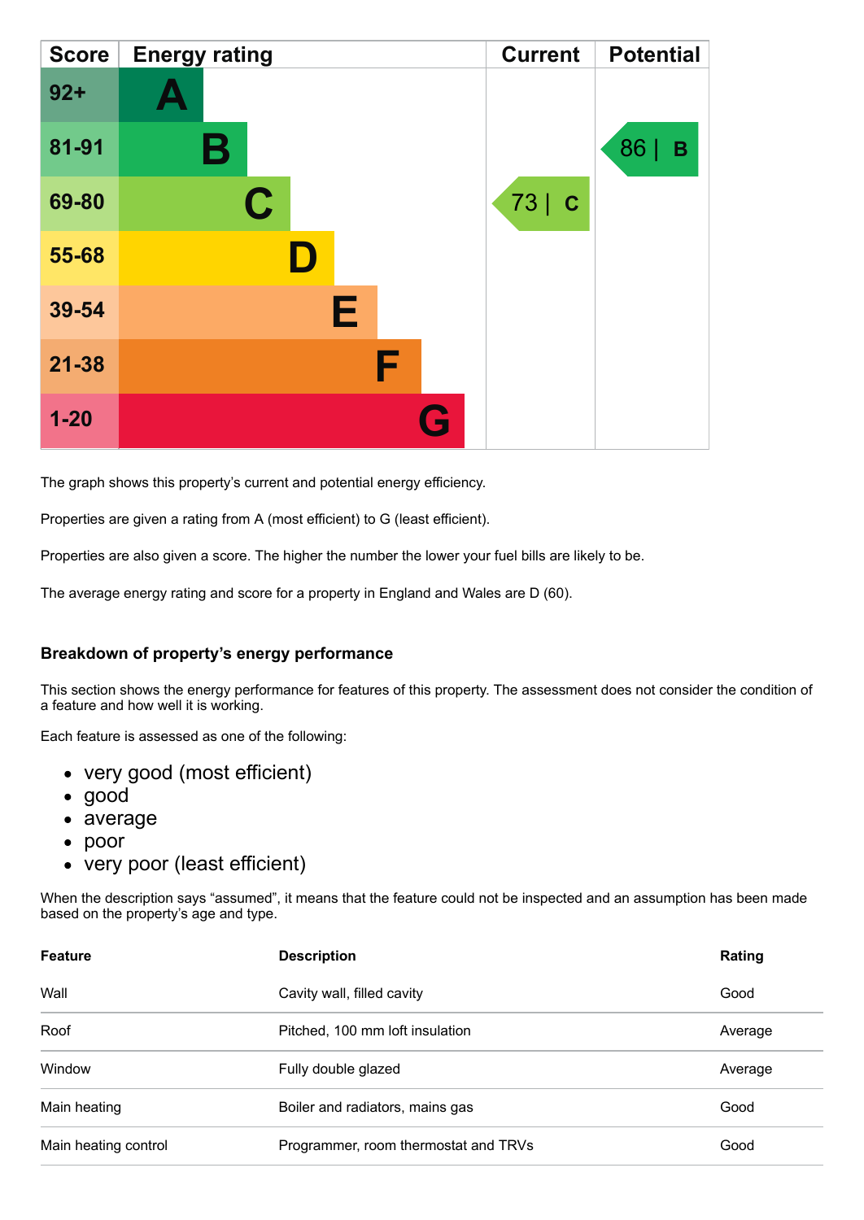| Score | Energy rating | Current | Potential |
|---|---|---|---|
| 92+ | A | | |
| 81-91 | B | | 86 \| B |
| 69-80 | C | 73 \| C | |
| 55-68 | D | | |
| 39-54 | E | | |
| 21-38 | F | | |
| 1-20 | G | | |

The graph shows this property's current and potential energy efficiency.

Properties are given a rating from A (most efficient) to G (least efficient).

Properties are also given a score. The higher the number the lower your fuel bills are likely to be.

The average energy rating and score for a property in England and Wales are D (60).

### Breakdown of property's energy performance

This section shows the energy performance for features of this property. The assessment does not consider the condition of a feature and how well it is working.

Each feature is assessed as one of the following:

- very good (most efficient)
- good
- average
- poor
- very poor (least efficient)

When the description says "assumed", it means that the feature could not be inspected and an assumption has been made based on the property's age and type.

| Feature | Description | Rating |
|---|---|---|
| Wall | Cavity wall, filled cavity | Good |
| Roof | Pitched, 100 mm loft insulation | Average |
| Window | Fully double glazed | Average |
| Main heating | Boiler and radiators, mains gas | Good |
| Main heating control | Programmer, room thermostat and TRVs | Good |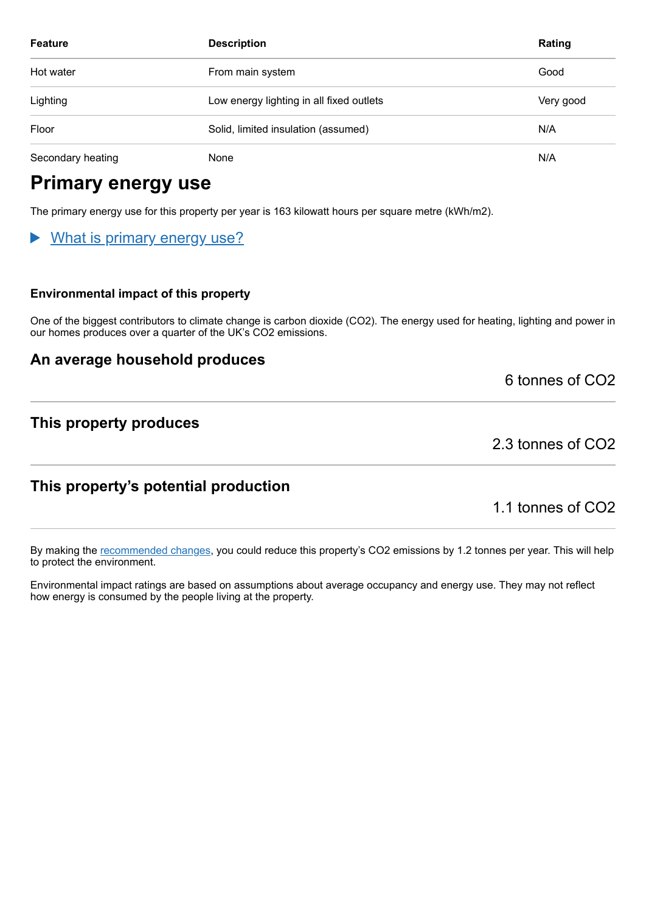| Feature | Description | Rating |
| --- | --- | --- |
| Hot water | From main system | Good |
| Lighting | Low energy lighting in all fixed outlets | Very good |
| Floor | Solid, limited insulation (assumed) | N/A |
| Secondary heating | None | N/A |

# Primary energy use

The primary energy use for this property per year is 163 kilowatt hours per square metre (kWh/m2).

▶ What is primary energy use?

### Environmental impact of this property

One of the biggest contributors to climate change is carbon dioxide ($CO_2$). The energy used for heating, lighting and power in our homes produces over a quarter of the UK's $CO_2$ emissions.

## An average household produces

6 tonnes of $CO_2$

## This property produces

2.3 tonnes of $CO_2$

## This property's potential production

1.1 tonnes of $CO_2$

By making the recommended changes, you could reduce this property's $CO_2$ emissions by 1.2 tonnes per year. This will help to protect the environment.

Environmental impact ratings are based on assumptions about average occupancy and energy use. They may not reflect how energy is consumed by the people living at the property.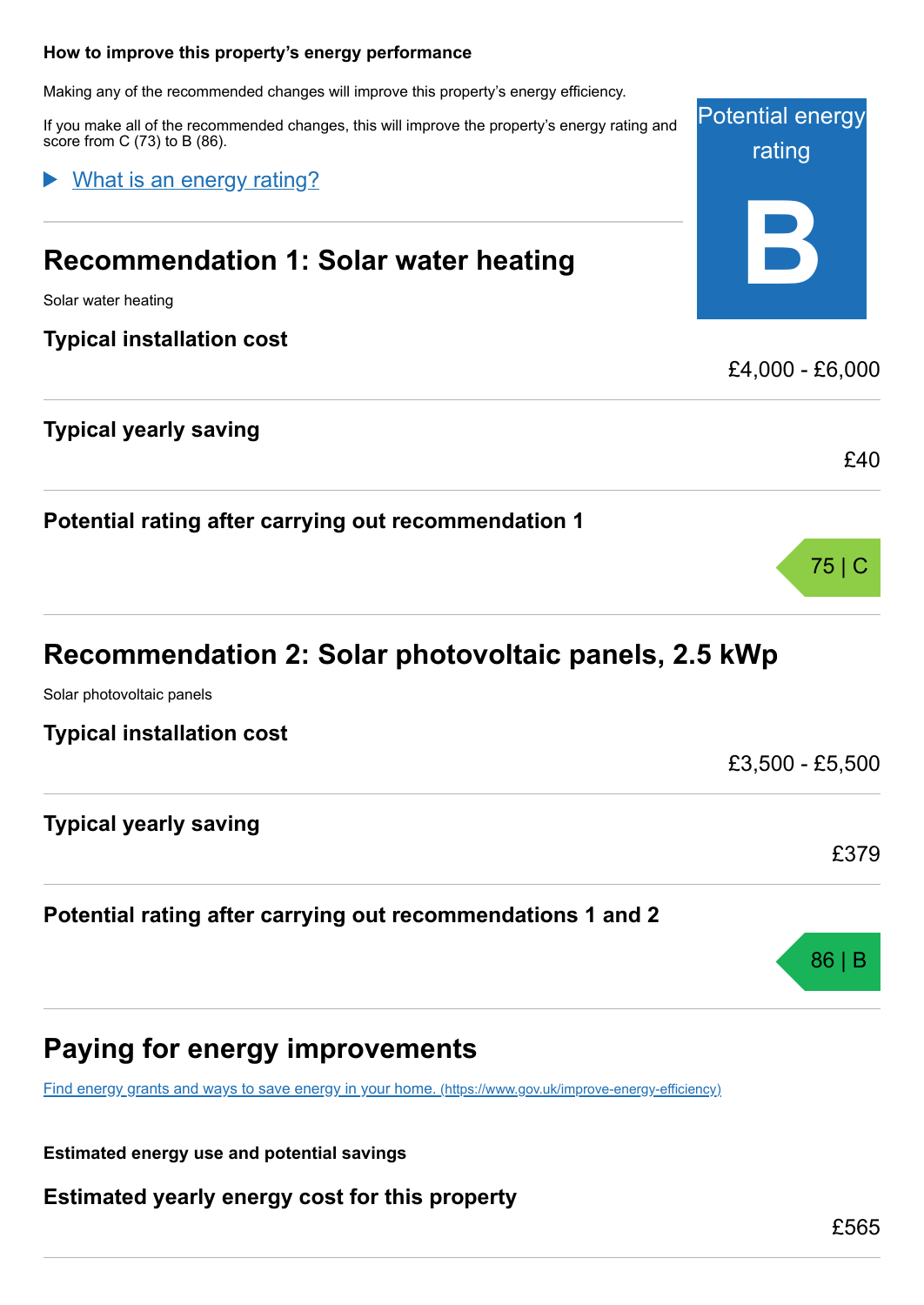### How to improve this property's energy performance

Making any of the recommended changes will improve this property's energy efficiency.

If you make all of the recommended changes, this will improve the property's energy rating and score from C (73) to B (86).

Potential energy rating

**B**

What is an energy rating?

## Recommendation 1: Solar water heating

Solar water heating

### Typical installation cost

£4,000 - £6,000

### Typical yearly saving

£40

### Potential rating after carrying out recommendation 1

75 | C

## Recommendation 2: Solar photovoltaic panels, 2.5 kWp

Solar photovoltaic panels

### Typical installation cost

£3,500 - £5,500

### Typical yearly saving

£379

### Potential rating after carrying out recommendations 1 and 2

86 | B

## Paying for energy improvements

[Find energy grants and ways to save energy in your home. (https://www.gov.uk/improve-energy-efficiency)](https://www.gov.uk/improve-energy-efficiency)

**Estimated energy use and potential savings**

### Estimated yearly energy cost for this property

£565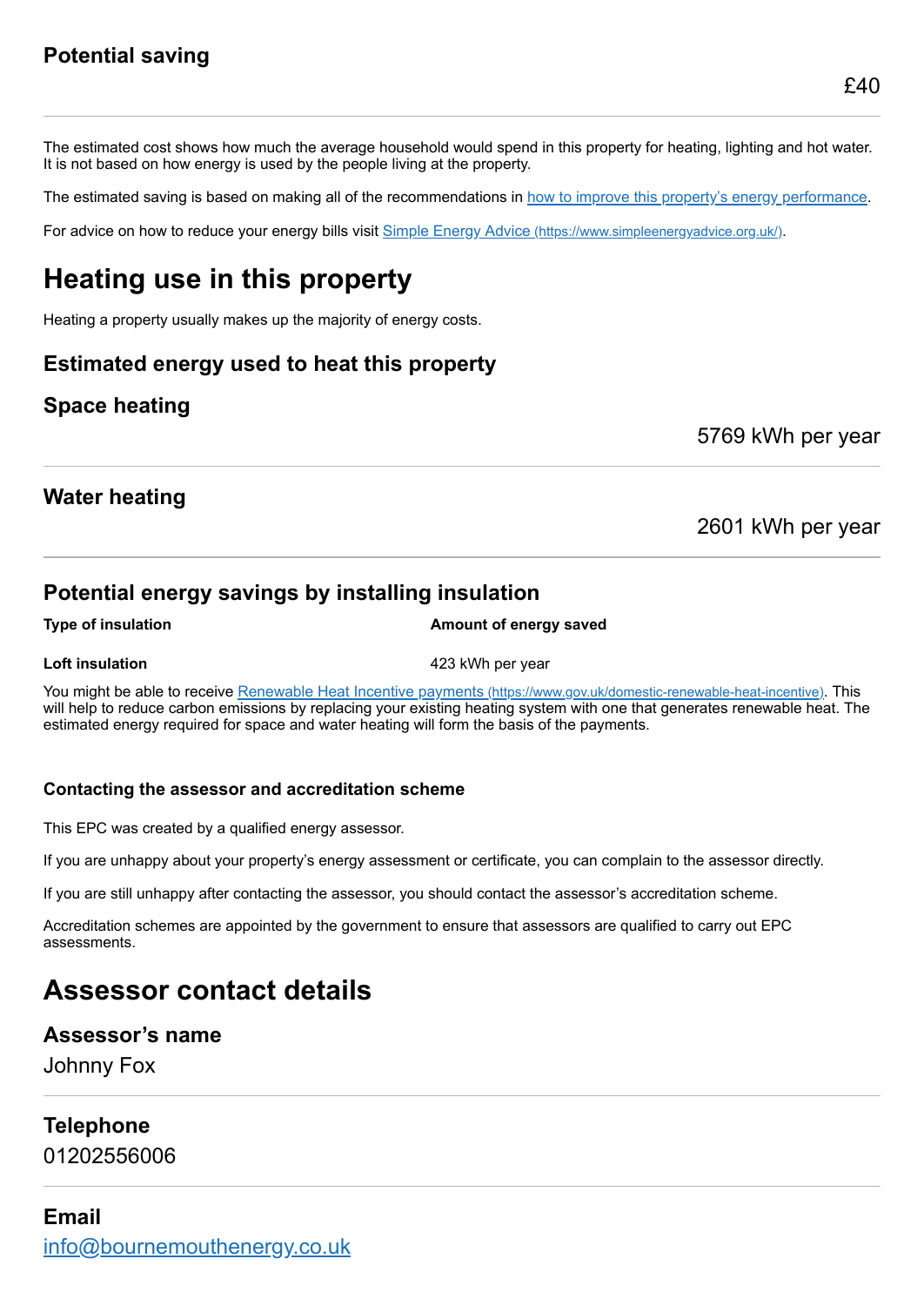### Potential saving

£40

The estimated cost shows how much the average household would spend in this property for heating, lighting and hot water. It is not based on how energy is used by the people living at the property.

The estimated saving is based on making all of the recommendations in [how to improve this property's energy performance](#).

For advice on how to reduce your energy bills visit [Simple Energy Advice (https://www.simpleenergyadvice.org.uk/)](https://www.simpleenergyadvice.org.uk/).

# Heating use in this property

Heating a property usually makes up the majority of energy costs.

### Estimated energy used to heat this property

### Space heating

5769 kWh per year

### Water heating

2601 kWh per year

### Potential energy savings by installing insulation

| Type of insulation | Amount of energy saved |
| --- | --- |
| **Loft insulation** | 423 kWh per year |

You might be able to receive [Renewable Heat Incentive payments (https://www.gov.uk/domestic-renewable-heat-incentive)](https://www.gov.uk/domestic-renewable-heat-incentive). This will help to reduce carbon emissions by replacing your existing heating system with one that generates renewable heat. The estimated energy required for space and water heating will form the basis of the payments.

#### Contacting the assessor and accreditation scheme

This EPC was created by a qualified energy assessor.

If you are unhappy about your property's energy assessment or certificate, you can complain to the assessor directly.

If you are still unhappy after contacting the assessor, you should contact the assessor's accreditation scheme.

Accreditation schemes are appointed by the government to ensure that assessors are qualified to carry out EPC assessments.

# Assessor contact details

### Assessor's name

Johnny Fox

### Telephone

01202556006

### Email

[info@bournemouthenergy.co.uk](mailto:info@bournemouthenergy.co.uk)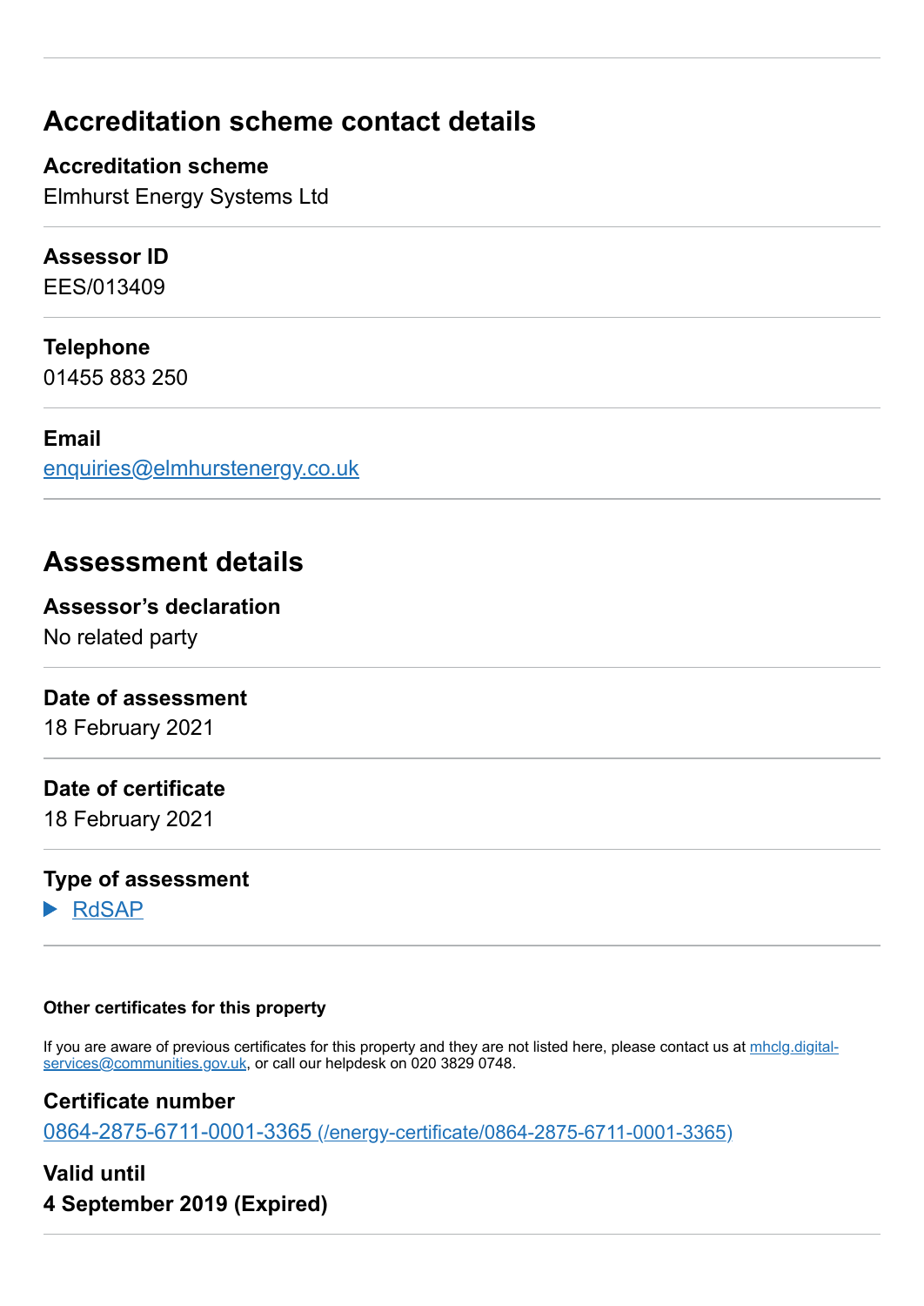## Accreditation scheme contact details

**Accreditation scheme**

Elmhurst Energy Systems Ltd

**Assessor ID**

EES/013409

**Telephone**

01455 883 250

**Email**

enquiries@elmhurstenergy.co.uk

## Assessment details

**Assessor's declaration**

No related party

**Date of assessment**

18 February 2021

**Date of certificate**

18 February 2021

**Type of assessment**

▶ RdSAP

#### Other certificates for this property

If you are aware of previous certificates for this property and they are not listed here, please contact us at mhclg.digital-services@communities.gov.uk, or call our helpdesk on 020 3829 0748.

**Certificate number**

0864-2875-6711-0001-3365 (/energy-certificate/0864-2875-6711-0001-3365)

**Valid until**

**4 September 2019 (Expired)**